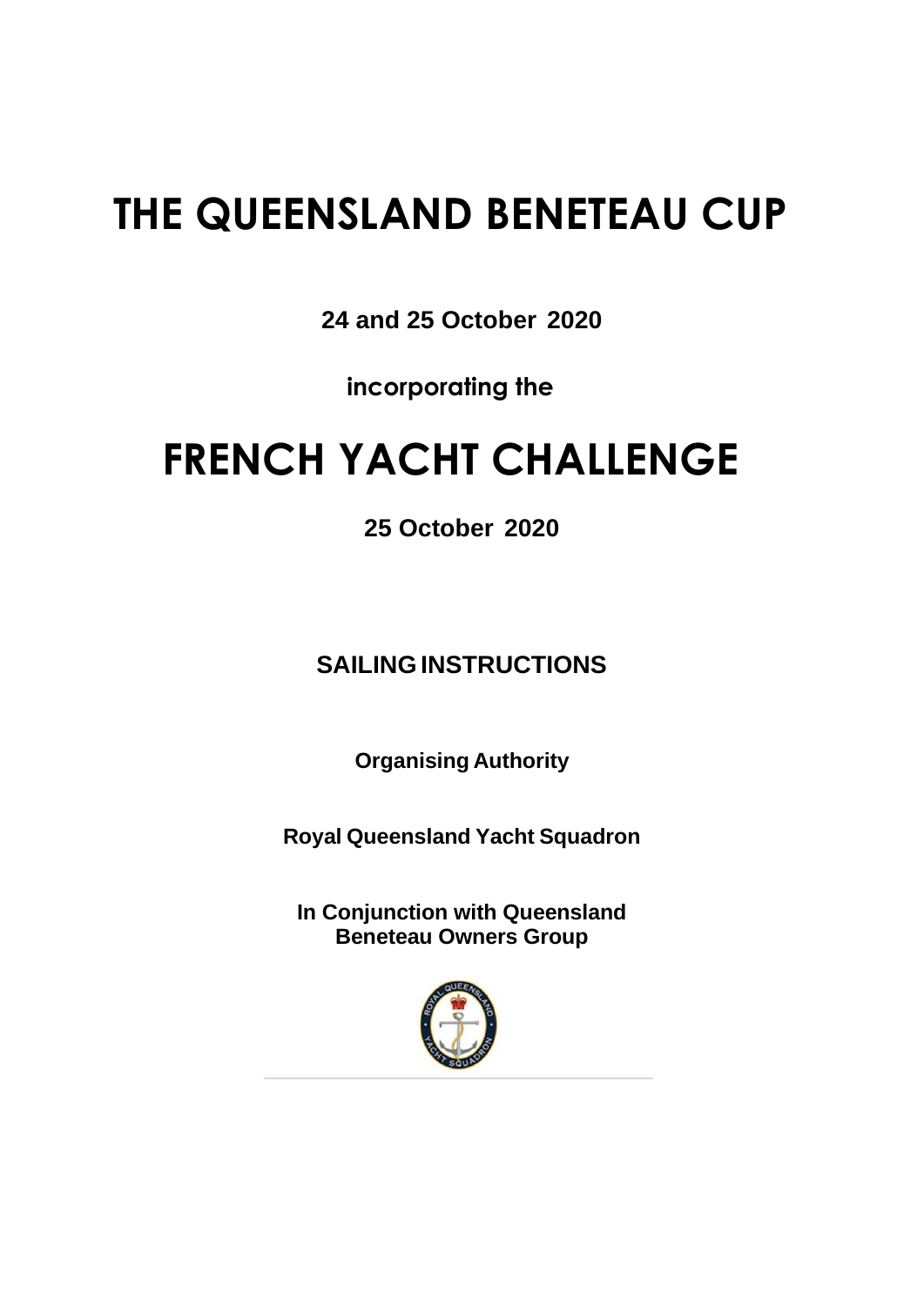# THE QUEENSLAND BENETEAU CUP

**24 and 25 October 2020**

**incorporating the**

# FRENCH YACHT CHALLENGE

**25 October 2020**

## SAILING INSTRUCTIONS

**Organising Authority**

**Royal Queensland Yacht Squadron**

**In Conjunction with Queensland Beneteau Owners Group**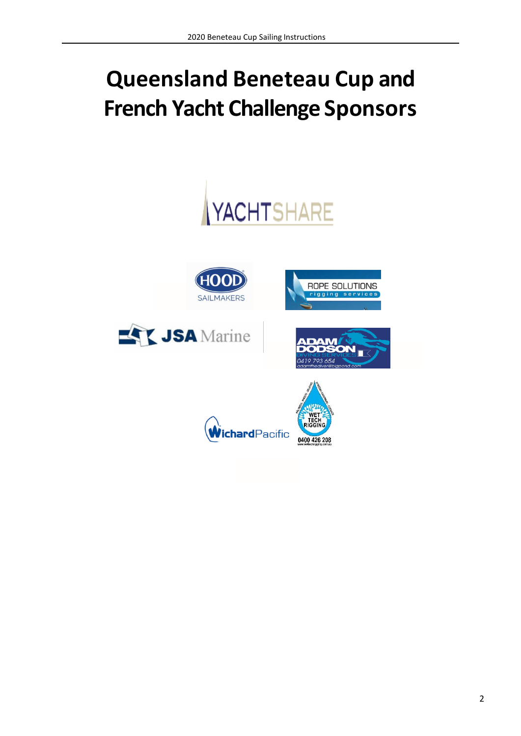# Queensland Beneteau Cup and French Yacht Challenge Sponsors

YACHTSHARE

HOOD SAILMAKERS

ROPE SOLUTIONS rigging services

JSA Marine

ADAM DODSON DIVING SERVICES 0419 793 654 adamthediver@bigpond.com

WichardPacific

WET TECH RIGGING 0400 426 208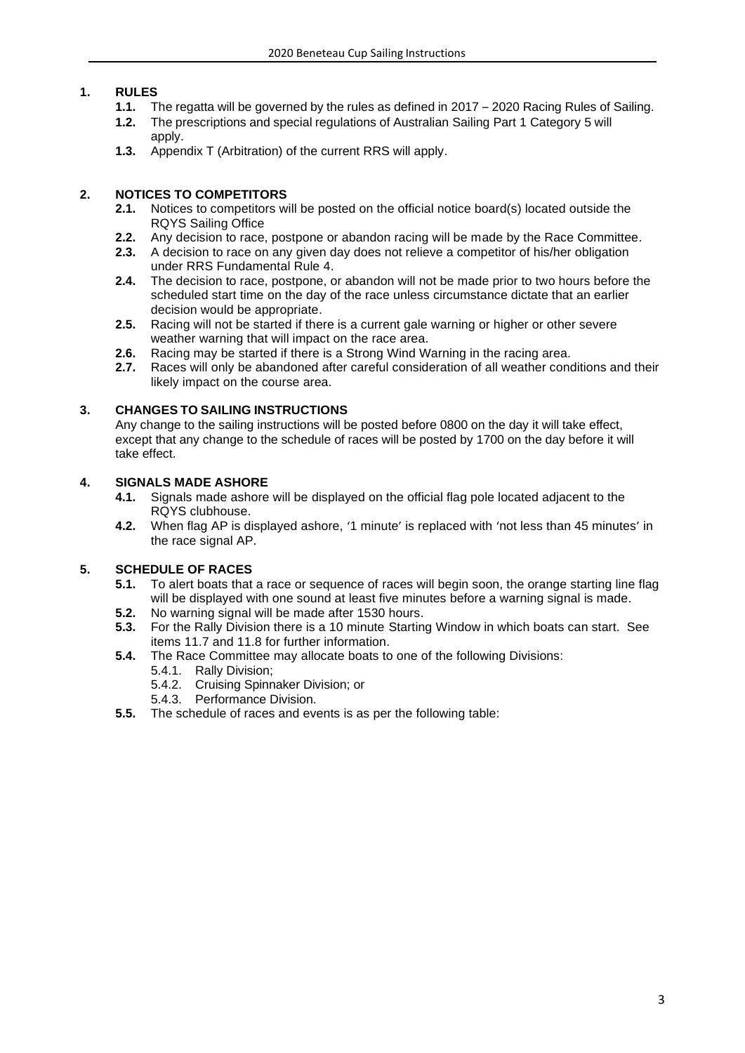## 1. RULES

- **1.1.** The regatta will be governed by the rules as defined in 2017 – 2020 Racing Rules of Sailing.
- **1.2.** The prescriptions and special regulations of Australian Sailing Part 1 Category 5 will apply.
- **1.3.** Appendix T (Arbitration) of the current RRS will apply.

## 2. NOTICES TO COMPETITORS

- **2.1.** Notices to competitors will be posted on the official notice board(s) located outside the RQYS Sailing Office
- **2.2.** Any decision to race, postpone or abandon racing will be made by the Race Committee.
- **2.3.** A decision to race on any given day does not relieve a competitor of his/her obligation under RRS Fundamental Rule 4.
- **2.4.** The decision to race, postpone, or abandon will not be made prior to two hours before the scheduled start time on the day of the race unless circumstance dictate that an earlier decision would be appropriate.
- **2.5.** Racing will not be started if there is a current gale warning or higher or other severe weather warning that will impact on the race area.
- **2.6.** Racing may be started if there is a Strong Wind Warning in the racing area.
- **2.7.** Races will only be abandoned after careful consideration of all weather conditions and their likely impact on the course area.

## 3. CHANGES TO SAILING INSTRUCTIONS

Any change to the sailing instructions will be posted before 0800 on the day it will take effect, except that any change to the schedule of races will be posted by 1700 on the day before it will take effect.

## 4. SIGNALS MADE ASHORE

- **4.1.** Signals made ashore will be displayed on the official flag pole located adjacent to the RQYS clubhouse.
- **4.2.** When flag AP is displayed ashore, '1 minute' is replaced with 'not less than 45 minutes' in the race signal AP.

## 5. SCHEDULE OF RACES

- **5.1.** To alert boats that a race or sequence of races will begin soon, the orange starting line flag will be displayed with one sound at least five minutes before a warning signal is made.
- **5.2.** No warning signal will be made after 1530 hours.
- **5.3.** For the Rally Division there is a 10 minute Starting Window in which boats can start. See items 11.7 and 11.8 for further information.
- **5.4.** The Race Committee may allocate boats to one of the following Divisions:
  - 5.4.1. Rally Division;
  - 5.4.2. Cruising Spinnaker Division; or
  - 5.4.3. Performance Division.
- **5.5.** The schedule of races and events is as per the following table: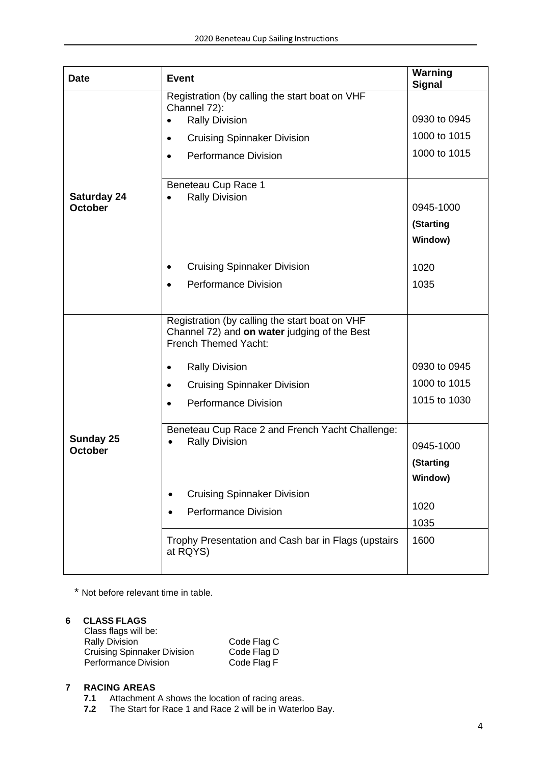| Date | Event | Warning Signal |
|---|---|---|
| Saturday 24 October | Registration (by calling the start boat on VHF Channel 72):<br>• Rally Division<br>• Cruising Spinnaker Division<br>• Performance Division | <br><br>0930 to 0945<br>1000 to 1015<br>1000 to 1015 |
| | Beneteau Cup Race 1<br>• Rally Division<br><br><br>• Cruising Spinnaker Division<br>• Performance Division | <br>0945-1000 **(Starting Window)**<br><br>1020<br>1035 |
| Sunday 25 October | Registration (by calling the start boat on VHF Channel 72) and **on water** judging of the Best French Themed Yacht:<br>• Rally Division<br>• Cruising Spinnaker Division<br>• Performance Division | <br><br><br>0930 to 0945<br>1000 to 1015<br>1015 to 1030 |
| | Beneteau Cup Race 2 and French Yacht Challenge:<br>• Rally Division<br><br><br>• Cruising Spinnaker Division<br>• Performance Division | <br>0945-1000 **(Starting Window)**<br><br>1020<br>1035 |
| | Trophy Presentation and Cash bar in Flags (upstairs at RQYS) | 1600 |

\* Not before relevant time in table.

## 6 CLASS FLAGS

Class flags will be:

| | |
|---|---|
| Rally Division | Code Flag C |
| Cruising Spinnaker Division | Code Flag D |
| Performance Division | Code Flag F |

## 7 RACING AREAS

**7.1** Attachment A shows the location of racing areas.

**7.2** The Start for Race 1 and Race 2 will be in Waterloo Bay.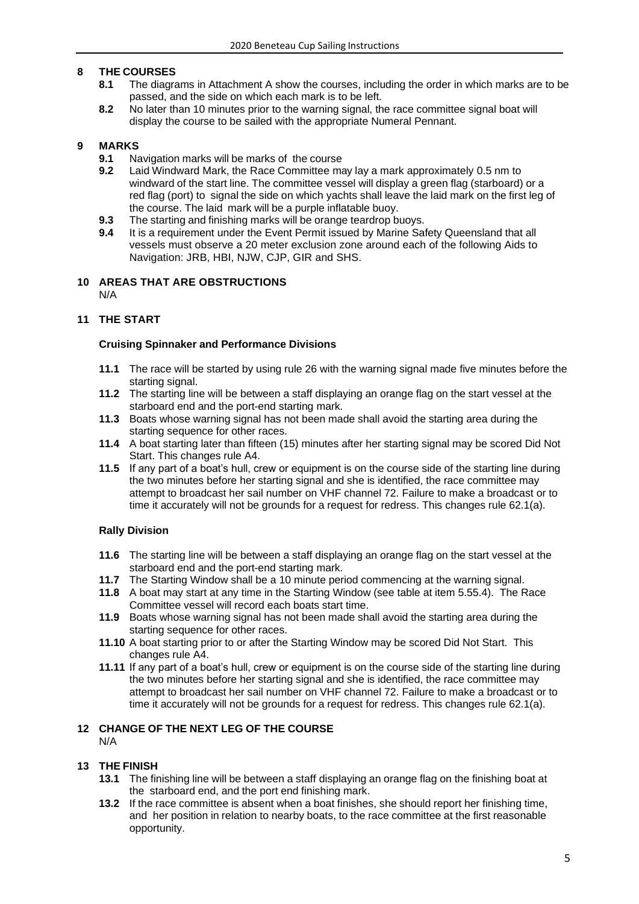## 8 THE COURSES

**8.1** The diagrams in Attachment A show the courses, including the order in which marks are to be passed, and the side on which each mark is to be left.

**8.2** No later than 10 minutes prior to the warning signal, the race committee signal boat will display the course to be sailed with the appropriate Numeral Pennant.

## 9 MARKS

**9.1** Navigation marks will be marks of the course

**9.2** Laid Windward Mark, the Race Committee may lay a mark approximately 0.5 nm to windward of the start line. The committee vessel will display a green flag (starboard) or a red flag (port) to signal the side on which yachts shall leave the laid mark on the first leg of the course. The laid mark will be a purple inflatable buoy.

**9.3** The starting and finishing marks will be orange teardrop buoys.

**9.4** It is a requirement under the Event Permit issued by Marine Safety Queensland that all vessels must observe a 20 meter exclusion zone around each of the following Aids to Navigation: JRB, HBI, NJW, CJP, GIR and SHS.

## 10 AREAS THAT ARE OBSTRUCTIONS

N/A

## 11 THE START

### Cruising Spinnaker and Performance Divisions

**11.1** The race will be started by using rule 26 with the warning signal made five minutes before the starting signal.

**11.2** The starting line will be between a staff displaying an orange flag on the start vessel at the starboard end and the port-end starting mark.

**11.3** Boats whose warning signal has not been made shall avoid the starting area during the starting sequence for other races.

**11.4** A boat starting later than fifteen (15) minutes after her starting signal may be scored Did Not Start. This changes rule A4.

**11.5** If any part of a boat's hull, crew or equipment is on the course side of the starting line during the two minutes before her starting signal and she is identified, the race committee may attempt to broadcast her sail number on VHF channel 72. Failure to make a broadcast or to time it accurately will not be grounds for a request for redress. This changes rule 62.1(a).

### Rally Division

**11.6** The starting line will be between a staff displaying an orange flag on the start vessel at the starboard end and the port-end starting mark.

**11.7** The Starting Window shall be a 10 minute period commencing at the warning signal.

**11.8** A boat may start at any time in the Starting Window (see table at item 5.55.4). The Race Committee vessel will record each boats start time.

**11.9** Boats whose warning signal has not been made shall avoid the starting area during the starting sequence for other races.

**11.10** A boat starting prior to or after the Starting Window may be scored Did Not Start. This changes rule A4.

**11.11** If any part of a boat's hull, crew or equipment is on the course side of the starting line during the two minutes before her starting signal and she is identified, the race committee may attempt to broadcast her sail number on VHF channel 72. Failure to make a broadcast or to time it accurately will not be grounds for a request for redress. This changes rule 62.1(a).

## 12 CHANGE OF THE NEXT LEG OF THE COURSE

N/A

## 13 THE FINISH

**13.1** The finishing line will be between a staff displaying an orange flag on the finishing boat at the starboard end, and the port end finishing mark.

**13.2** If the race committee is absent when a boat finishes, she should report her finishing time, and her position in relation to nearby boats, to the race committee at the first reasonable opportunity.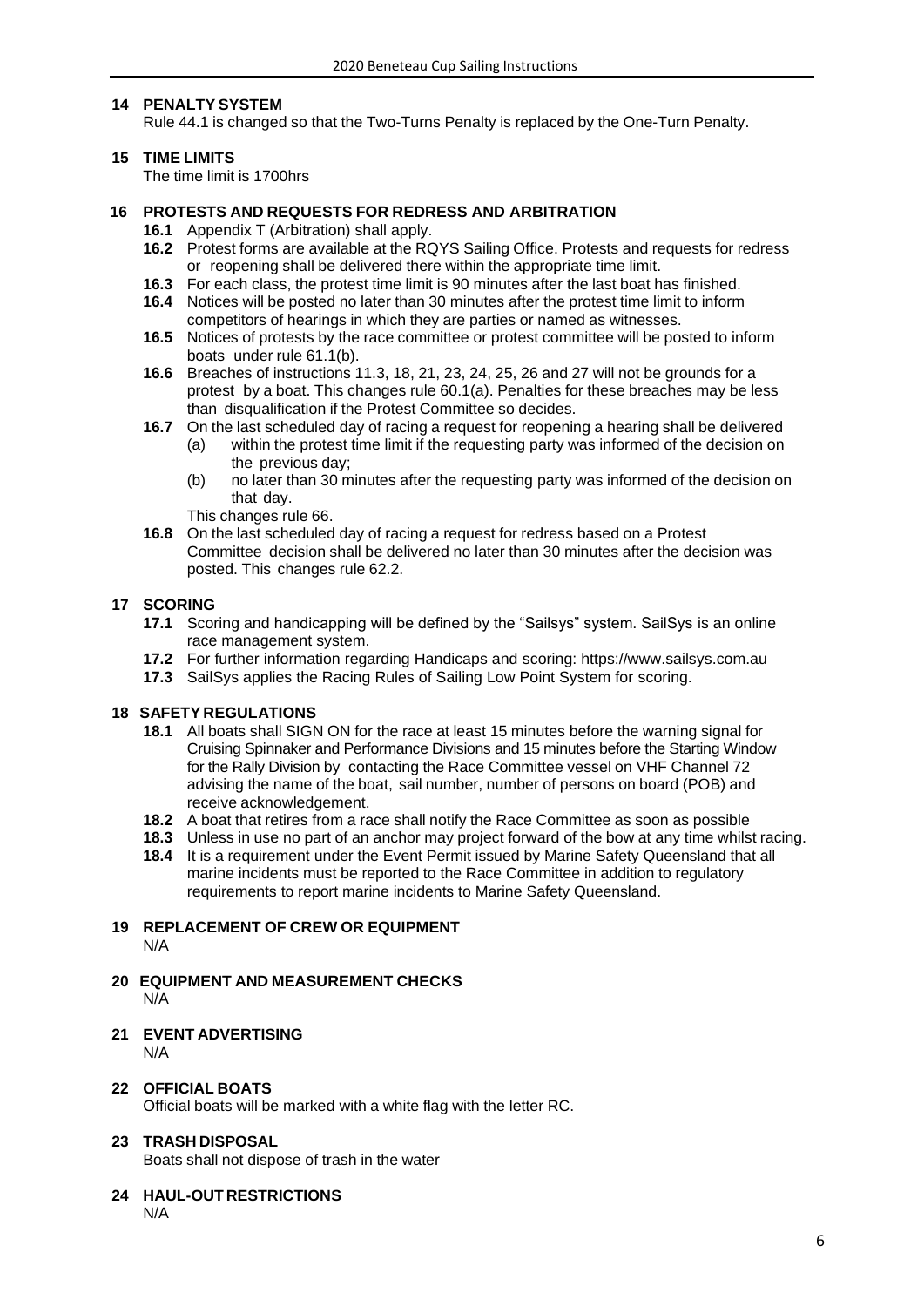## 14 PENALTY SYSTEM

Rule 44.1 is changed so that the Two-Turns Penalty is replaced by the One-Turn Penalty.

## 15 TIME LIMITS

The time limit is 1700hrs

## 16 PROTESTS AND REQUESTS FOR REDRESS AND ARBITRATION

**16.1** Appendix T (Arbitration) shall apply.

**16.2** Protest forms are available at the RQYS Sailing Office. Protests and requests for redress or reopening shall be delivered there within the appropriate time limit.

**16.3** For each class, the protest time limit is 90 minutes after the last boat has finished.

**16.4** Notices will be posted no later than 30 minutes after the protest time limit to inform competitors of hearings in which they are parties or named as witnesses.

**16.5** Notices of protests by the race committee or protest committee will be posted to inform boats under rule 61.1(b).

**16.6** Breaches of instructions 11.3, 18, 21, 23, 24, 25, 26 and 27 will not be grounds for a protest by a boat. This changes rule 60.1(a). Penalties for these breaches may be less than disqualification if the Protest Committee so decides.

**16.7** On the last scheduled day of racing a request for reopening a hearing shall be delivered

- (a) within the protest time limit if the requesting party was informed of the decision on the previous day;
- (b) no later than 30 minutes after the requesting party was informed of the decision on that day.

This changes rule 66.

**16.8** On the last scheduled day of racing a request for redress based on a Protest Committee decision shall be delivered no later than 30 minutes after the decision was posted. This changes rule 62.2.

## 17 SCORING

**17.1** Scoring and handicapping will be defined by the "Sailsys" system. SailSys is an online race management system.

**17.2** For further information regarding Handicaps and scoring: https://www.sailsys.com.au

**17.3** SailSys applies the Racing Rules of Sailing Low Point System for scoring.

## 18 SAFETY REGULATIONS

**18.1** All boats shall SIGN ON for the race at least 15 minutes before the warning signal for Cruising Spinnaker and Performance Divisions and 15 minutes before the Starting Window for the Rally Division by contacting the Race Committee vessel on VHF Channel 72 advising the name of the boat, sail number, number of persons on board (POB) and receive acknowledgement.

**18.2** A boat that retires from a race shall notify the Race Committee as soon as possible

**18.3** Unless in use no part of an anchor may project forward of the bow at any time whilst racing.

**18.4** It is a requirement under the Event Permit issued by Marine Safety Queensland that all marine incidents must be reported to the Race Committee in addition to regulatory requirements to report marine incidents to Marine Safety Queensland.

## 19 REPLACEMENT OF CREW OR EQUIPMENT

N/A

## 20 EQUIPMENT AND MEASUREMENT CHECKS

N/A

## 21 EVENT ADVERTISING

N/A

## 22 OFFICIAL BOATS

Official boats will be marked with a white flag with the letter RC.

## 23 TRASH DISPOSAL

Boats shall not dispose of trash in the water

## 24 HAUL-OUT RESTRICTIONS

N/A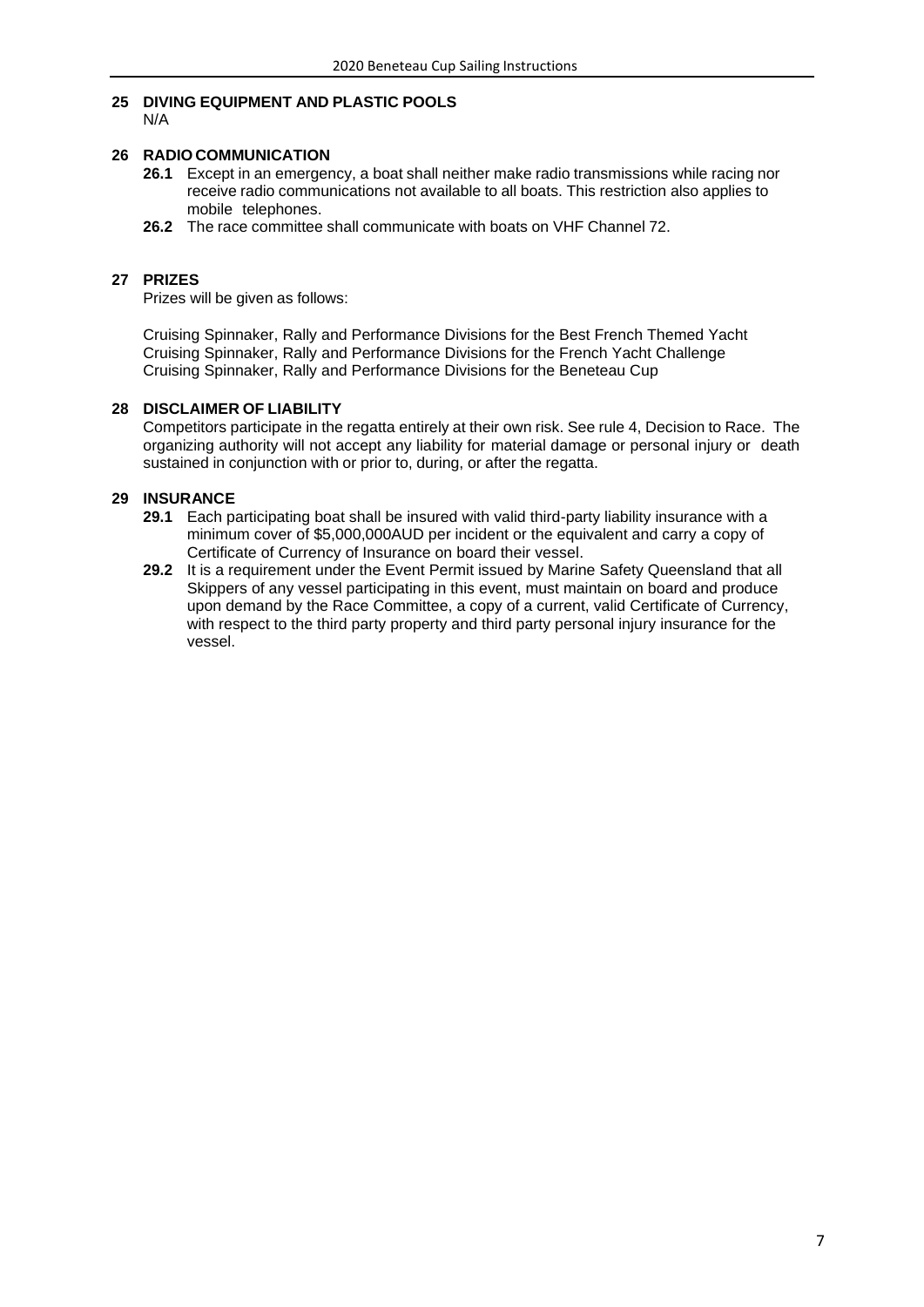## 25 DIVING EQUIPMENT AND PLASTIC POOLS

N/A

## 26 RADIO COMMUNICATION

**26.1** Except in an emergency, a boat shall neither make radio transmissions while racing nor receive radio communications not available to all boats. This restriction also applies to mobile telephones.

**26.2** The race committee shall communicate with boats on VHF Channel 72.

## 27 PRIZES

Prizes will be given as follows:

Cruising Spinnaker, Rally and Performance Divisions for the Best French Themed Yacht
Cruising Spinnaker, Rally and Performance Divisions for the French Yacht Challenge
Cruising Spinnaker, Rally and Performance Divisions for the Beneteau Cup

## 28 DISCLAIMER OF LIABILITY

Competitors participate in the regatta entirely at their own risk. See rule 4, Decision to Race. The organizing authority will not accept any liability for material damage or personal injury or death sustained in conjunction with or prior to, during, or after the regatta.

## 29 INSURANCE

**29.1** Each participating boat shall be insured with valid third-party liability insurance with a minimum cover of $5,000,000AUD per incident or the equivalent and carry a copy of Certificate of Currency of Insurance on board their vessel.

**29.2** It is a requirement under the Event Permit issued by Marine Safety Queensland that all Skippers of any vessel participating in this event, must maintain on board and produce upon demand by the Race Committee, a copy of a current, valid Certificate of Currency, with respect to the third party property and third party personal injury insurance for the vessel.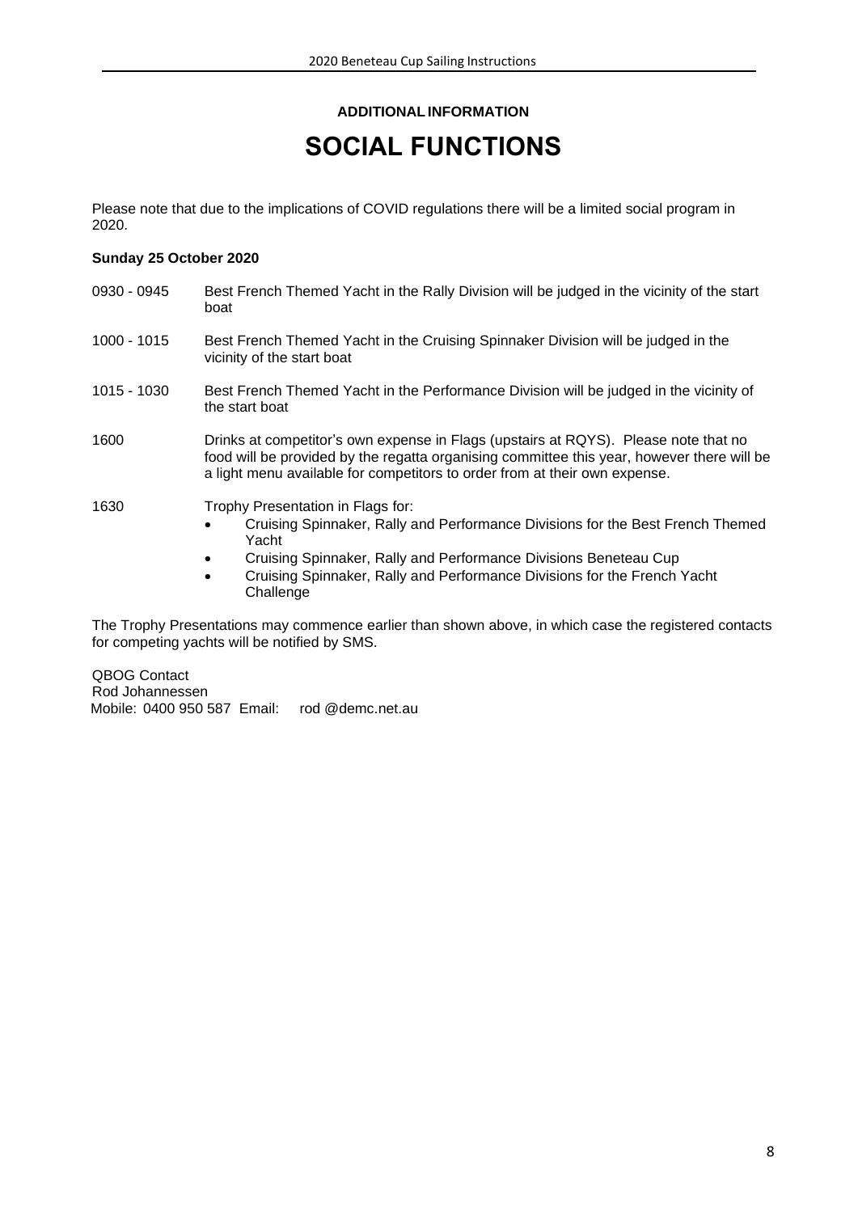**ADDITIONAL INFORMATION**

# SOCIAL FUNCTIONS

Please note that due to the implications of COVID regulations there will be a limited social program in 2020.

**Sunday 25 October 2020**

0930 - 0945 Best French Themed Yacht in the Rally Division will be judged in the vicinity of the start boat

1000 - 1015 Best French Themed Yacht in the Cruising Spinnaker Division will be judged in the vicinity of the start boat

1015 - 1030 Best French Themed Yacht in the Performance Division will be judged in the vicinity of the start boat

1600 Drinks at competitor's own expense in Flags (upstairs at RQYS). Please note that no food will be provided by the regatta organising committee this year, however there will be a light menu available for competitors to order from at their own expense.

1630 Trophy Presentation in Flags for:

- Cruising Spinnaker, Rally and Performance Divisions for the Best French Themed Yacht
- Cruising Spinnaker, Rally and Performance Divisions Beneteau Cup
- Cruising Spinnaker, Rally and Performance Divisions for the French Yacht Challenge

The Trophy Presentations may commence earlier than shown above, in which case the registered contacts for competing yachts will be notified by SMS.

QBOG Contact
Rod Johannessen
Mobile: 0400 950 587 Email: rod @demc.net.au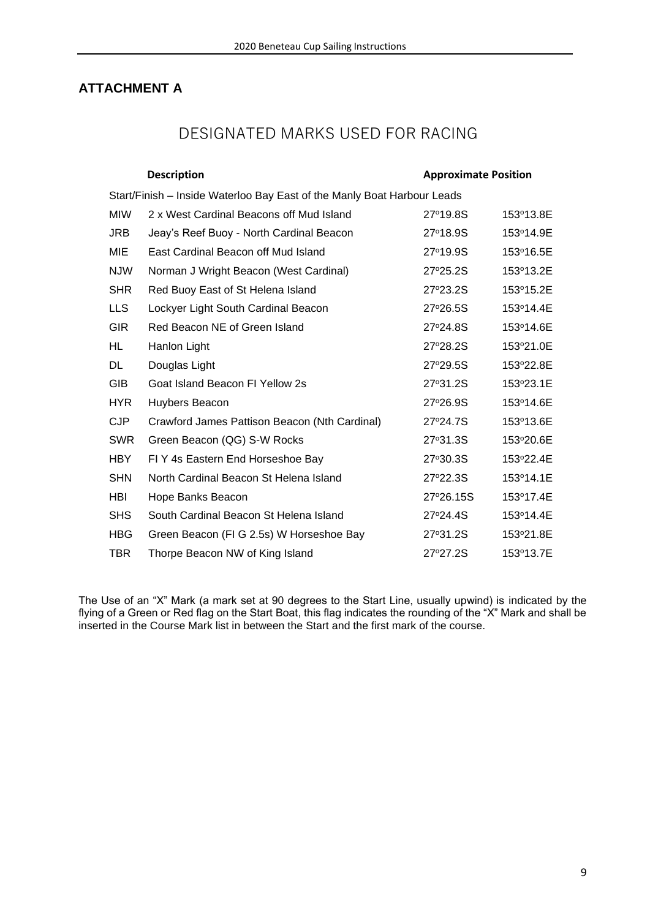## ATTACHMENT A

# DESIGNATED MARKS USED FOR RACING

| | Description | Approximate Position | |
|---|---|---|---|
| | Start/Finish – Inside Waterloo Bay East of the Manly Boat Harbour Leads | | |
| MIW | 2 x West Cardinal Beacons off Mud Island | 27°19.8S | 153°13.8E |
| JRB | Jeay's Reef Buoy - North Cardinal Beacon | 27°18.9S | 153°14.9E |
| MIE | East Cardinal Beacon off Mud Island | 27°19.9S | 153°16.5E |
| NJW | Norman J Wright Beacon (West Cardinal) | 27°25.2S | 153°13.2E |
| SHR | Red Buoy East of St Helena Island | 27°23.2S | 153°15.2E |
| LLS | Lockyer Light South Cardinal Beacon | 27°26.5S | 153°14.4E |
| GIR | Red Beacon NE of Green Island | 27°24.8S | 153°14.6E |
| HL | Hanlon Light | 27°28.2S | 153°21.0E |
| DL | Douglas Light | 27°29.5S | 153°22.8E |
| GIB | Goat Island Beacon Fl Yellow 2s | 27°31.2S | 153°23.1E |
| HYR | Huybers Beacon | 27°26.9S | 153°14.6E |
| CJP | Crawford James Pattison Beacon (Nth Cardinal) | 27°24.7S | 153°13.6E |
| SWR | Green Beacon (QG) S-W Rocks | 27°31.3S | 153°20.6E |
| HBY | Fl Y 4s Eastern End Horseshoe Bay | 27°30.3S | 153°22.4E |
| SHN | North Cardinal Beacon St Helena Island | 27°22.3S | 153°14.1E |
| HBI | Hope Banks Beacon | 27°26.15S | 153°17.4E |
| SHS | South Cardinal Beacon St Helena Island | 27°24.4S | 153°14.4E |
| HBG | Green Beacon (Fl G 2.5s) W Horseshoe Bay | 27°31.2S | 153°21.8E |
| TBR | Thorpe Beacon NW of King Island | 27°27.2S | 153°13.7E |

The Use of an "X" Mark (a mark set at 90 degrees to the Start Line, usually upwind) is indicated by the flying of a Green or Red flag on the Start Boat, this flag indicates the rounding of the "X" Mark and shall be inserted in the Course Mark list in between the Start and the first mark of the course.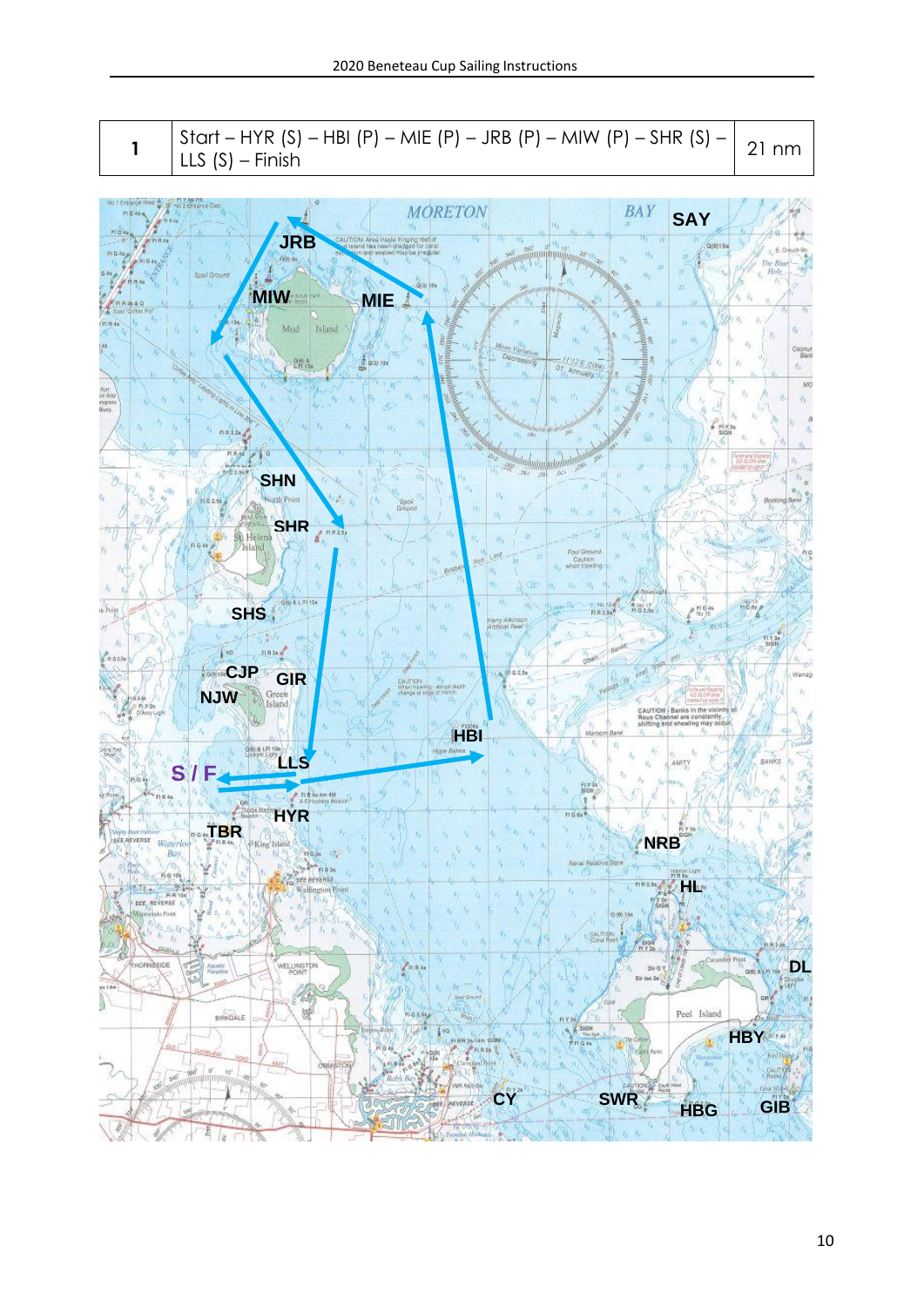| 1 | Start – HYR (S) – HBI (P) – MIE (P) – JRB (P) – MIW (P) – SHR (S) – LLS (S) – Finish | 21 nm |
|---|---|---|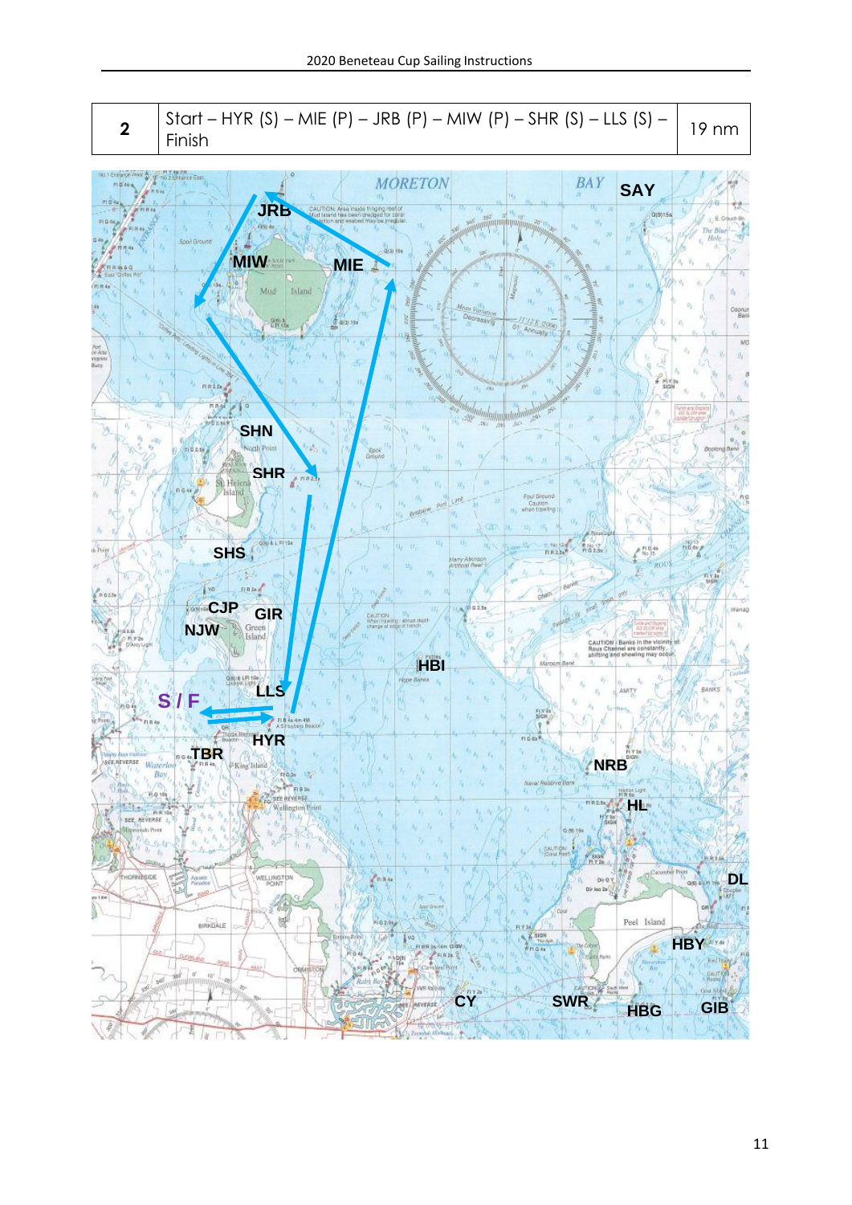| 2 | Start – HYR (S) – MIE (P) – JRB (P) – MIW (P) – SHR (S) – LLS (S) – Finish | 19 nm |
|---|---|---|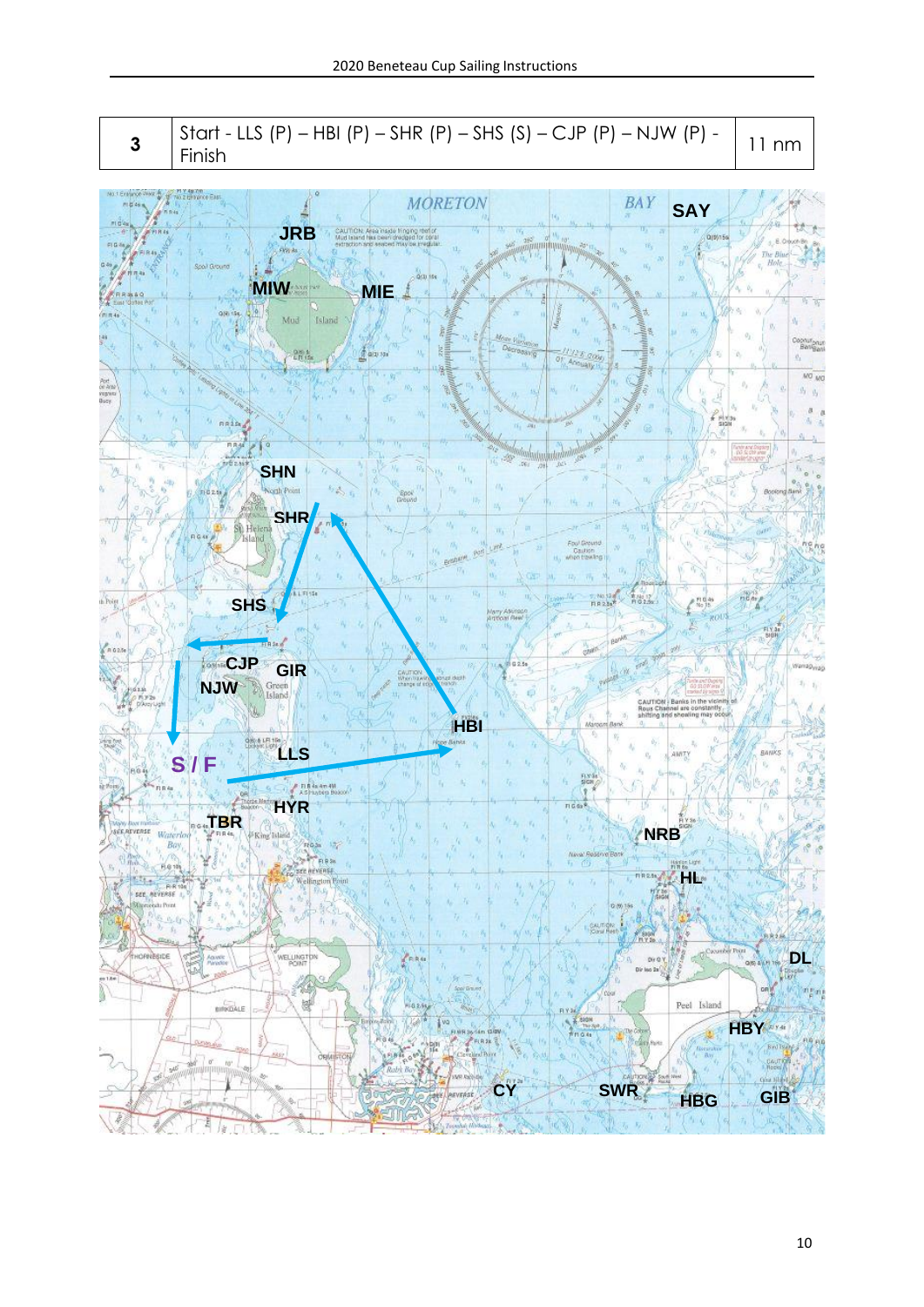| 3 | Start - LLS (P) – HBI (P) – SHR (P) – SHS (S) – CJP (P) – NJW (P) - Finish | 11 nm |
|---|---|---|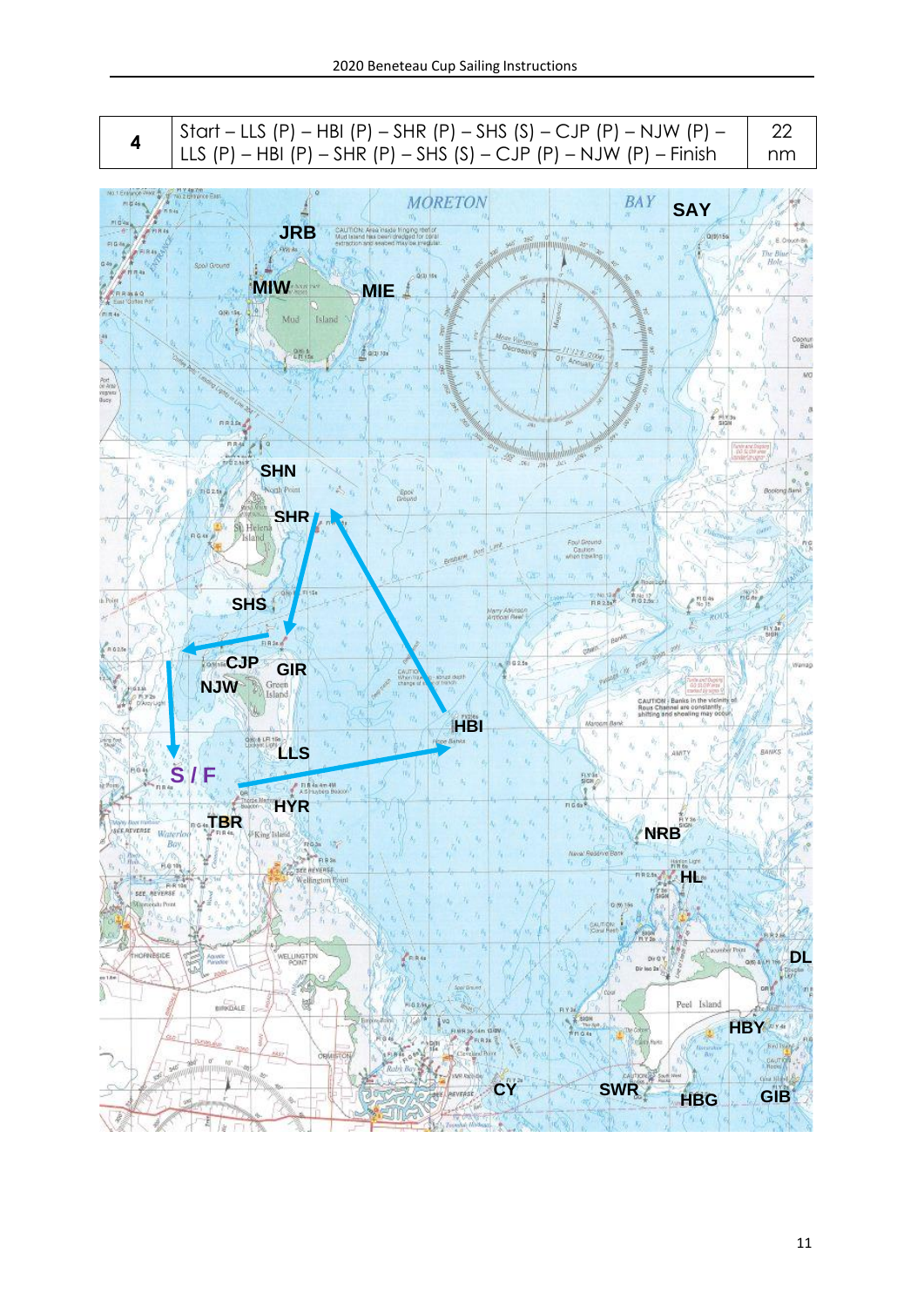| 4 | Start – LLS (P) – HBI (P) – SHR (P) – SHS (S) – CJP (P) – NJW (P) – LLS (P) – HBI (P) – SHR (P) – SHS (S) – CJP (P) – NJW (P) – Finish | 22 nm |
|---|---|---|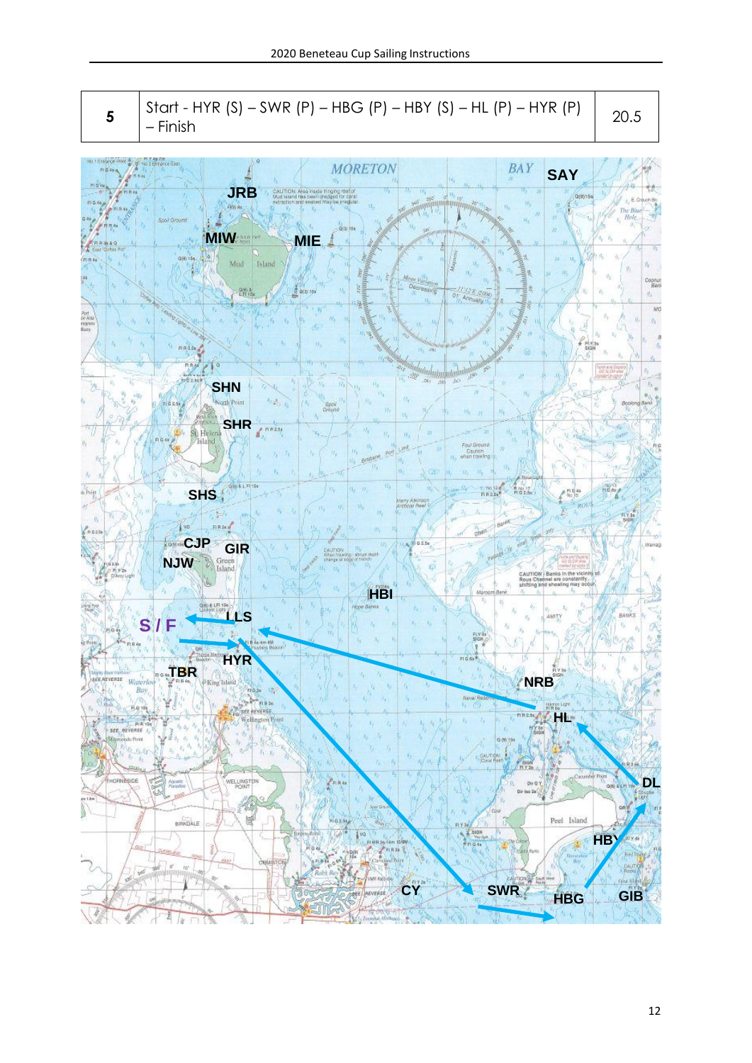| 5 | Start - HYR (S) – SWR (P) – HBG (P) – HBY (S) – HL (P) – HYR (P) – Finish | 20.5 |
|---|---|---|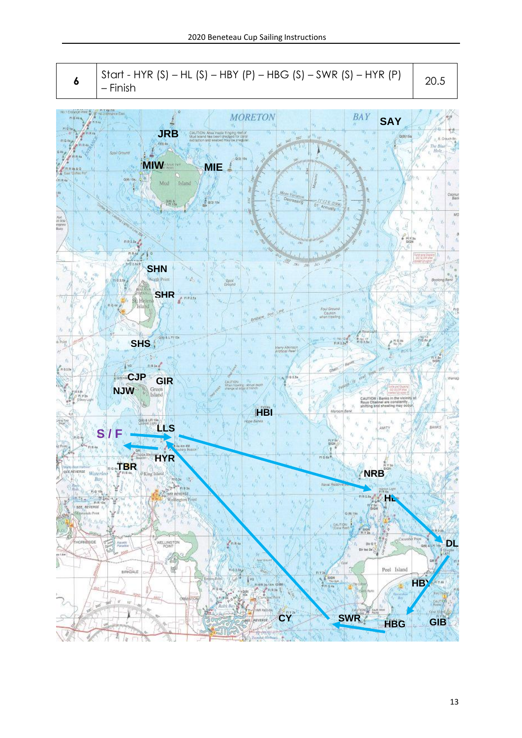| | | |
|---|---|---|
| 6 | Start - HYR (S) – HL (S) – HBY (P) – HBG (S) – SWR (S) – HYR (P) – Finish | 20.5 |

MORETON BAY

SAY
JRB
MIW
MIE
SHN
SHR
SHS
CJP
GIR
NJW
HBI
S / F
LLS
HYR
TBR
NRB
HL
DL
HBY
SWR
HBG
GIB
CY